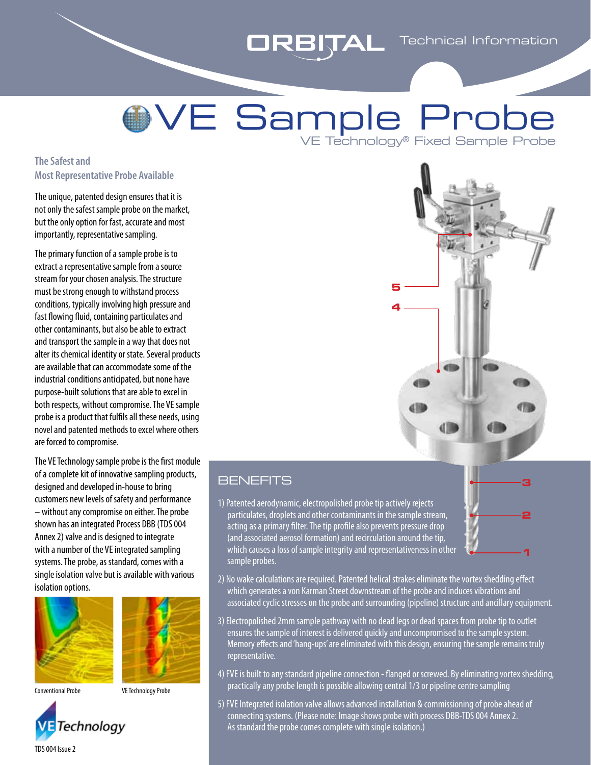# VE Sample Probe

VE Technology® Fixed Sample Probe

## The Safest and Most Representative Probe Available

The unique, patented design ensures that it is not only the safest sample probe on the market, but the only option for fast, accurate and most importantly, representative sampling.

The primary function of a sample probe is to extract a representative sample from a source stream for your chosen analysis. The structure must be strong enough to withstand process conditions, typically involving high pressure and fast flowing fluid, containing particulates and other contaminants, but also be able to extract and transport the sample in a way that does not alter its chemical identity or state. Several products are available that can accommodate some of the industrial conditions anticipated, but none have purpose-built solutions that are able to excel in both respects, without compromise. The VE sample probe is a product that fulfils all these needs, using novel and patented methods to excel where others are forced to compromise.

The VE Technology sample probe is the first module of a complete kit of innovative sampling products, designed and developed in-house to bring customers new levels of safety and performance – without any compromise on either. The probe shown has an integrated Process DBB (TDS 004 Annex 2) valve and is designed to integrate with a number of the VE integrated sampling systems. The probe, as standard, comes with a single isolation valve but is available with various isolation options.

Conventional Probe

VE Technology Probe

VE Technology

TDS 004 Issue 2

5

4

3

2

1

## BENEFITS

1) Patented aerodynamic, electropolished probe tip actively rejects particulates, droplets and other contaminants in the sample stream, acting as a primary filter. The tip profile also prevents pressure drop (and associated aerosol formation) and recirculation around the tip, which causes a loss of sample integrity and representativeness in other sample probes.

2) No wake calculations are required. Patented helical strakes eliminate the vortex shedding effect which generates a von Karman Street downstream of the probe and induces vibrations and associated cyclic stresses on the probe and surrounding (pipeline) structure and ancillary equipment.

3) Electropolished 2mm sample pathway with no dead legs or dead spaces from probe tip to outlet ensures the sample of interest is delivered quickly and uncompromised to the sample system. Memory effects and 'hang-ups' are eliminated with this design, ensuring the sample remains truly representative.

4) FVE is built to any standard pipeline connection - flanged or screwed. By eliminating vortex shedding, practically any probe length is possible allowing central 1/3 or pipeline centre sampling

5) FVE Integrated isolation valve allows advanced installation & commissioning of probe ahead of connecting systems. (Please note: Image shows probe with process DBB-TDS 004 Annex 2. As standard the probe comes complete with single isolation.)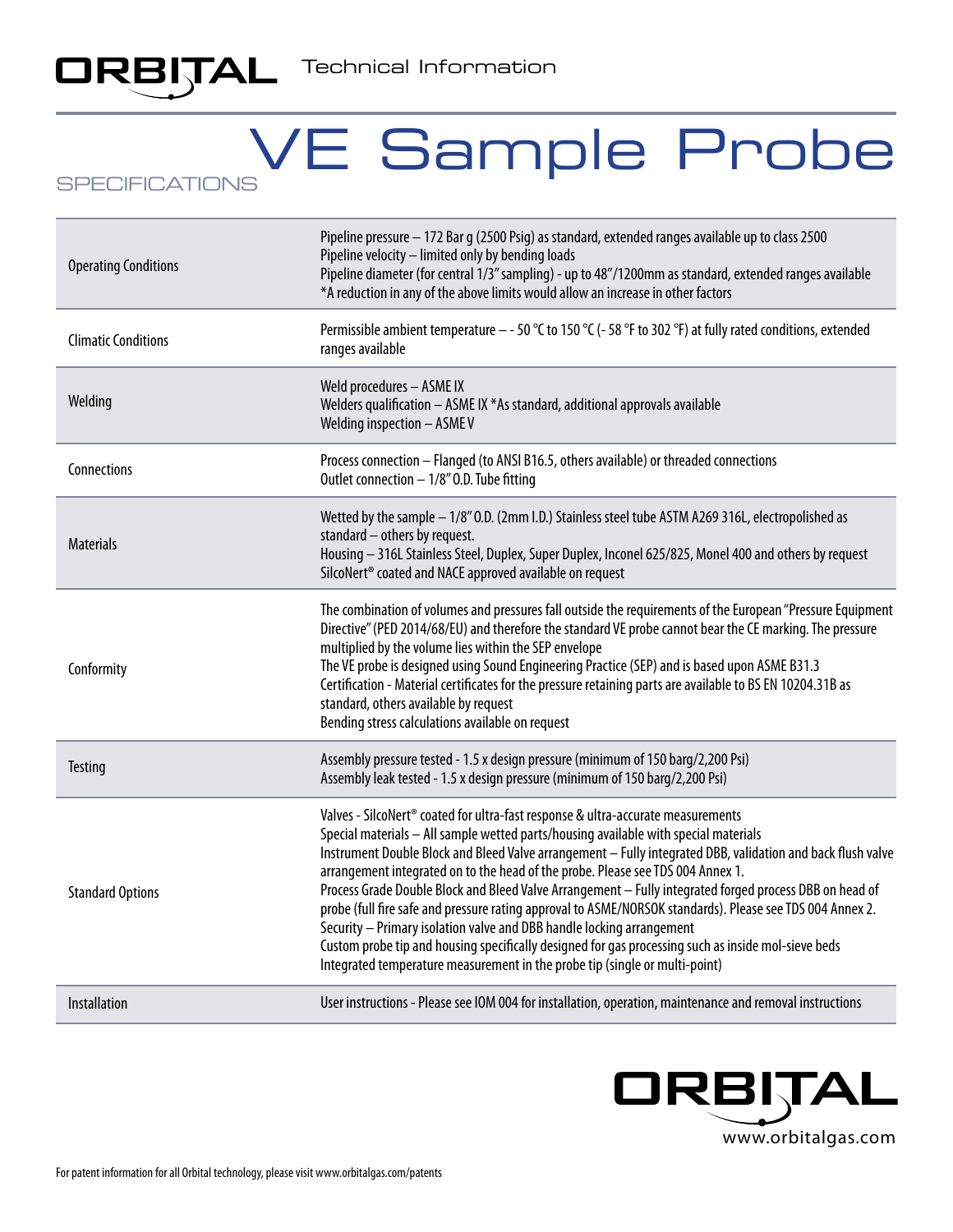# VE Sample Probe

## SPECIFICATIONS

| | |
|---|---|
| Operating Conditions | Pipeline pressure – 172 Bar g (2500 Psig) as standard, extended ranges available up to class 2500<br>Pipeline velocity – limited only by bending loads<br>Pipeline diameter (for central 1/3" sampling) - up to 48"/1200mm as standard, extended ranges available<br>*A reduction in any of the above limits would allow an increase in other factors |
| Climatic Conditions | Permissible ambient temperature – - 50 °C to 150 °C (- 58 °F to 302 °F) at fully rated conditions, extended ranges available |
| Welding | Weld procedures – ASME IX<br>Welders qualification – ASME IX *As standard, additional approvals available<br>Welding inspection – ASME V |
| Connections | Process connection – Flanged (to ANSI B16.5, others available) or threaded connections<br>Outlet connection – 1/8" O.D. Tube fitting |
| Materials | Wetted by the sample – 1/8" O.D. (2mm I.D.) Stainless steel tube ASTM A269 316L, electropolished as standard – others by request.<br>Housing – 316L Stainless Steel, Duplex, Super Duplex, Inconel 625/825, Monel 400 and others by request<br>SilcoNert® coated and NACE approved available on request |
| Conformity | The combination of volumes and pressures fall outside the requirements of the European "Pressure Equipment Directive" (PED 2014/68/EU) and therefore the standard VE probe cannot bear the CE marking. The pressure multiplied by the volume lies within the SEP envelope<br>The VE probe is designed using Sound Engineering Practice (SEP) and is based upon ASME B31.3<br>Certification - Material certificates for the pressure retaining parts are available to BS EN 10204.31B as standard, others available by request<br>Bending stress calculations available on request |
| Testing | Assembly pressure tested - 1.5 x design pressure (minimum of 150 barg/2,200 Psi)<br>Assembly leak tested - 1.5 x design pressure (minimum of 150 barg/2,200 Psi) |
| Standard Options | Valves - SilcoNert® coated for ultra-fast response & ultra-accurate measurements<br>Special materials – All sample wetted parts/housing available with special materials<br>Instrument Double Block and Bleed Valve arrangement – Fully integrated DBB, validation and back flush valve arrangement integrated on to the head of the probe. Please see TDS 004 Annex 1.<br>Process Grade Double Block and Bleed Valve Arrangement – Fully integrated forged process DBB on head of probe (full fire safe and pressure rating approval to ASME/NORSOK standards). Please see TDS 004 Annex 2.<br>Security – Primary isolation valve and DBB handle locking arrangement<br>Custom probe tip and housing specifically designed for gas processing such as inside mol-sieve beds<br>Integrated temperature measurement in the probe tip (single or multi-point) |
| Installation | User instructions - Please see IOM 004 for installation, operation, maintenance and removal instructions |

ORBITAL
www.orbitalgas.com

For patent information for all Orbital technology, please visit www.orbitalgas.com/patents